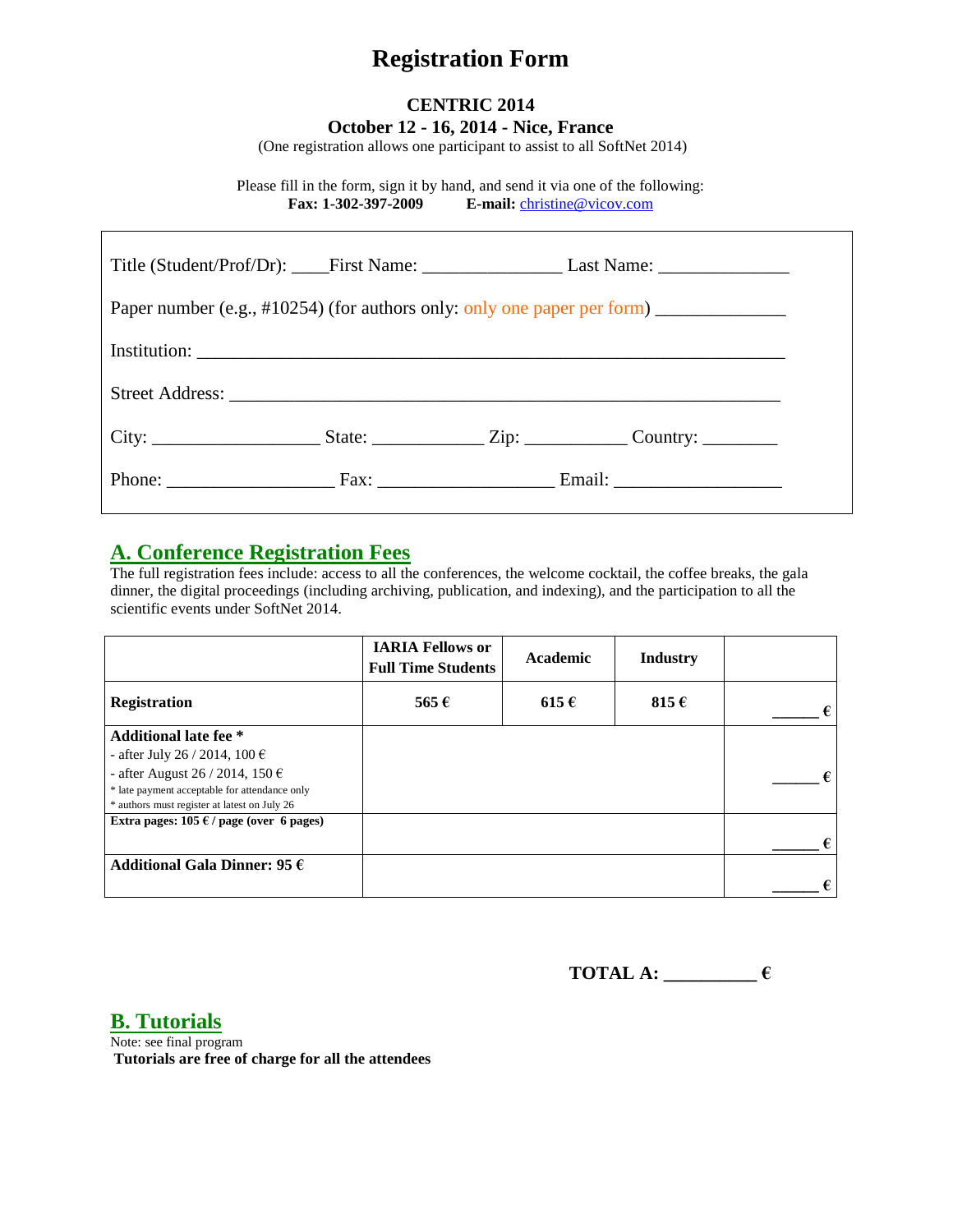# Registration Form

**CENTRIC 2014**

**October 12 - 16, 2014 - Nice, France**

(One registration allows one participant to assist to all SoftNet 2014)

Please fill in the form, sign it by hand, and send it via one of the following:

**Fax: 1-302-397-2009** **E-mail:** christine@vicov.com

Title (Student/Prof/Dr): ____First Name: _______________ Last Name: ______________

Paper number (e.g., #10254) (for authors only: only one paper per form) ______________

Institution: _________________________________________________________________

Street Address: ______________________________________________________________

City: __________________ State: ____________ Zip: ___________ Country: ________

Phone: __________________ Fax: ___________________ Email: __________________

## A. Conference Registration Fees

The full registration fees include: access to all the conferences, the welcome cocktail, the coffee breaks, the gala dinner, the digital proceedings (including archiving, publication, and indexing), and the participation to all the scientific events under SoftNet 2014.

| | IARIA Fellows or Full Time Students | Academic | Industry | |
|---|---|---|---|---|
| **Registration** | **565 €** | **615 €** | **815 €** | ______ € |
| **Additional late fee** *<br>- after July 26 / 2014, 100 €<br>- after August 26 / 2014, 150 €<br>* late payment acceptable for attendance only<br>* authors must register at latest on July 26 | | | | ______ € |
| **Extra pages: 105 € / page (over 6 pages)** | | | | ______ € |
| **Additional Gala Dinner: 95 €** | | | | ______ € |

**TOTAL A: __________ €**

## B. Tutorials

Note: see final program

**Tutorials are free of charge for all the attendees**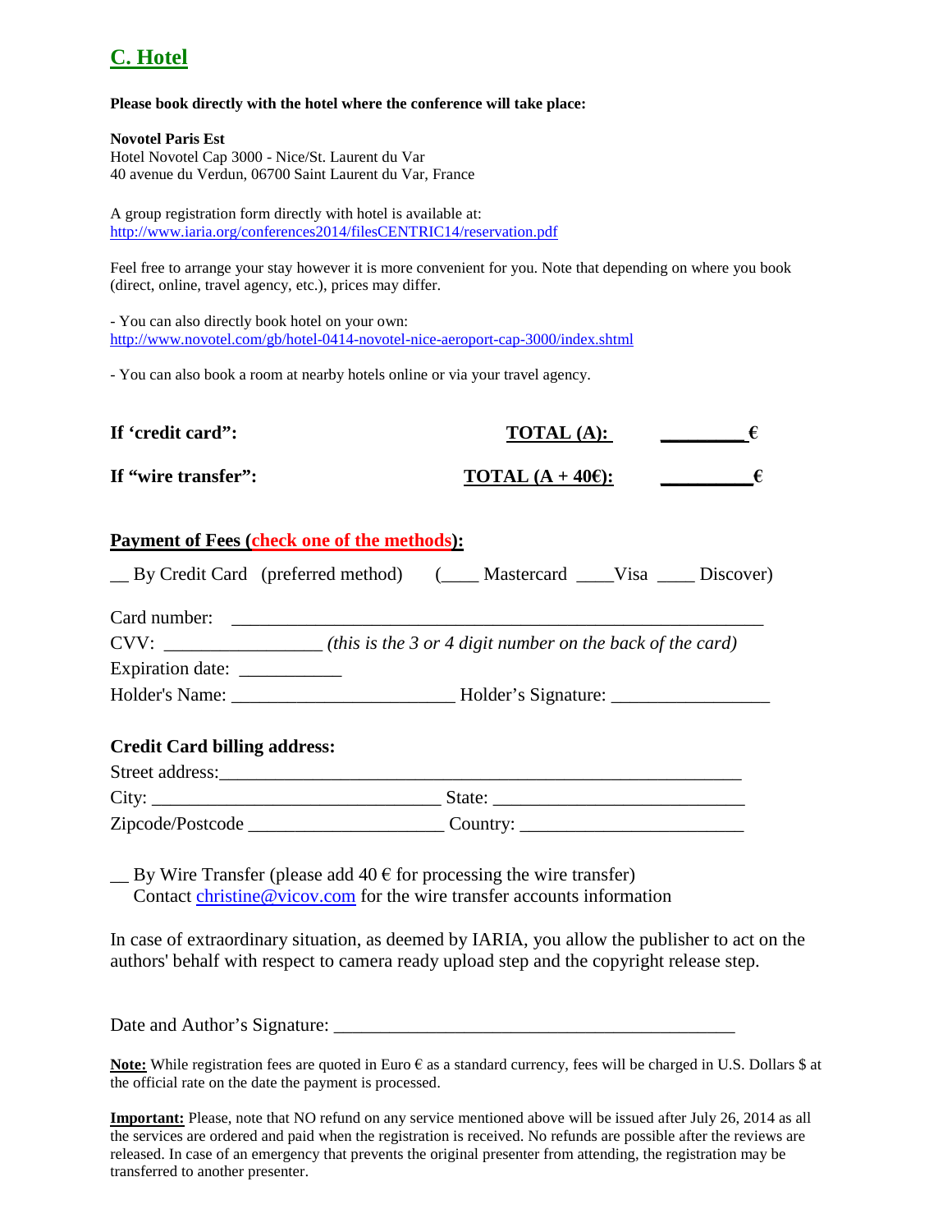## C. Hotel

**Please book directly with the hotel where the conference will take place:**

**Novotel Paris Est**
Hotel Novotel Cap 3000 - Nice/St. Laurent du Var
40 avenue du Verdun, 06700 Saint Laurent du Var, France

A group registration form directly with hotel is available at:
http://www.iaria.org/conferences2014/filesCENTRIC14/reservation.pdf

Feel free to arrange your stay however it is more convenient for you. Note that depending on where you book (direct, online, travel agency, etc.), prices may differ.

- You can also directly book hotel on your own:
http://www.novotel.com/gb/hotel-0414-novotel-nice-aeroport-cap-3000/index.shtml

- You can also book a room at nearby hotels online or via your travel agency.

**If 'credit card":** **TOTAL (A):** _________€

**If "wire transfer":** **TOTAL (A + 40€):** _________€

**Payment of Fees (check one of the methods):**

__ By Credit Card (preferred method) (____ Mastercard ____Visa ____ Discover)

Card number: ___________________________________________________________

CVV: _________________ *(this is the 3 or 4 digit number on the back of the card)*

Expiration date: ___________

Holder's Name: ________________________ Holder's Signature: _________________

**Credit Card billing address:**

Street address:________________________________________________________

City: _______________________________ State: ___________________________

Zipcode/Postcode _____________________ Country: ________________________

__ By Wire Transfer (please add 40 € for processing the wire transfer)
Contact christine@vicov.com for the wire transfer accounts information

In case of extraordinary situation, as deemed by IARIA, you allow the publisher to act on the authors' behalf with respect to camera ready upload step and the copyright release step.

Date and Author's Signature: ____________________________________________

**Note:** While registration fees are quoted in Euro € as a standard currency, fees will be charged in U.S. Dollars $ at the official rate on the date the payment is processed.

**Important:** Please, note that NO refund on any service mentioned above will be issued after July 26, 2014 as all the services are ordered and paid when the registration is received. No refunds are possible after the reviews are released. In case of an emergency that prevents the original presenter from attending, the registration may be transferred to another presenter.